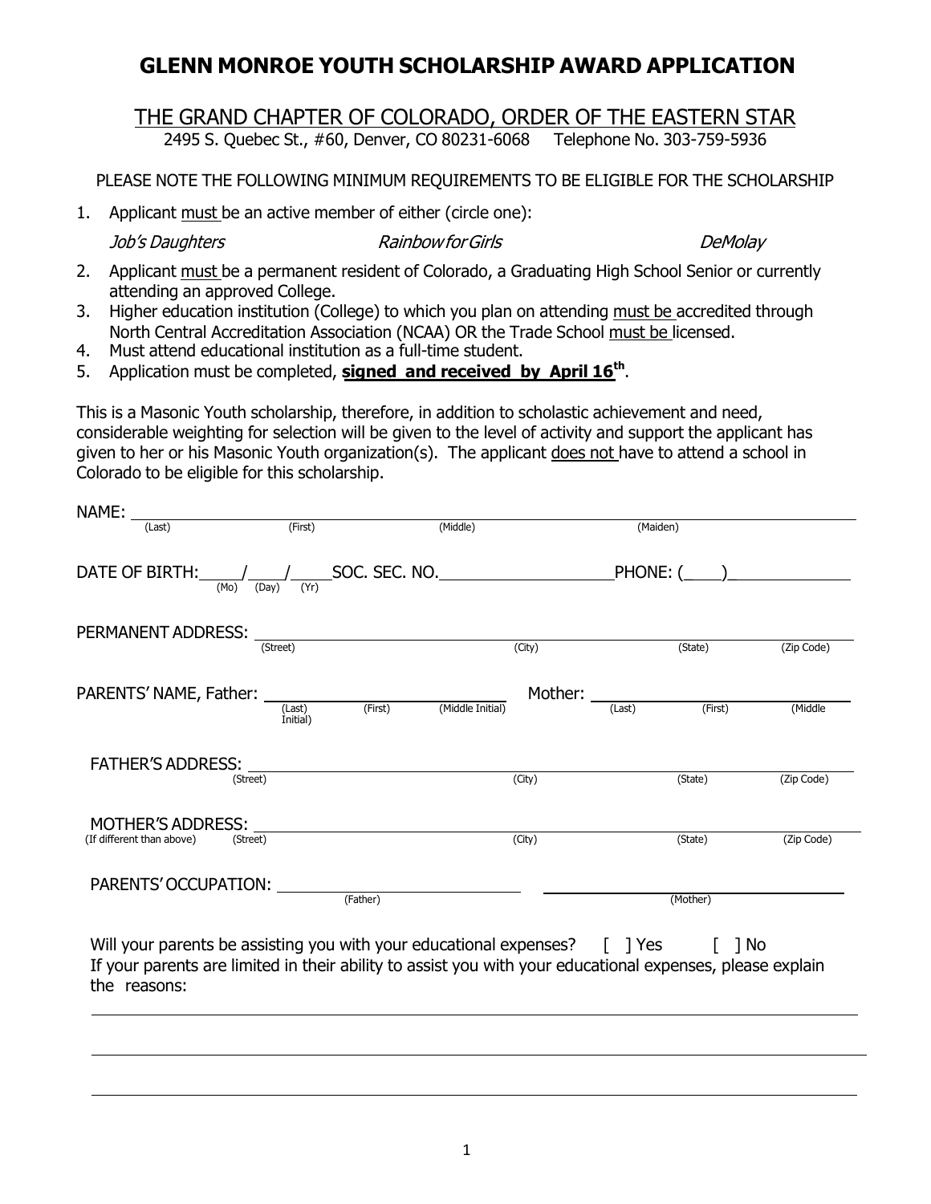# GLENN MONROE YOUTH SCHOLARSHIP AWARD APPLICATION

## THE GRAND CHAPTER OF COLORADO, ORDER OF THE EASTERN STAR

2495 S. Quebec St., #60, Denver, CO 80231-6068     Telephone No. 303-759-5936

PLEASE NOTE THE FOLLOWING MINIMUM REQUIREMENTS TO BE ELIGIBLE FOR THE SCHOLARSHIP

1. Applicant must be an active member of either (circle one):

   *Job's Daughters*     *Rainbow for Girls*     *DeMolay*

2. Applicant must be a permanent resident of Colorado, a Graduating High School Senior or currently attending an approved College.
3. Higher education institution (College) to which you plan on attending must be accredited through North Central Accreditation Association (NCAA) OR the Trade School must be licensed.
4. Must attend educational institution as a full-time student.
5. Application must be completed, **signed and received by April 16th**.

This is a Masonic Youth scholarship, therefore, in addition to scholastic achievement and need, considerable weighting for selection will be given to the level of activity and support the applicant has given to her or his Masonic Youth organization(s). The applicant does not have to attend a school in Colorado to be eligible for this scholarship.

NAME: ______________________________________________
(Last)     (First)     (Middle)     (Maiden)

DATE OF BIRTH: ____/____/____ SOC. SEC. NO. ________________ PHONE: (____)__________
(Mo) (Day) (Yr)

PERMANENT ADDRESS: ______________________________________________
(Street)     (City)     (State)     (Zip Code)

PARENTS' NAME, Father: ______________________ Mother: ______________________
(Last) (First) (Middle Initial)     (Last) (First) (Middle Initial)

FATHER'S ADDRESS: ______________________________________________
(Street)     (City)     (State)     (Zip Code)

MOTHER'S ADDRESS: ______________________________________________
(If different than above) (Street)     (City)     (State)     (Zip Code)

PARENTS' OCCUPATION: ______________________ ______________________
(Father)     (Mother)

Will your parents be assisting you with your educational expenses? [ ] Yes [ ] No

If your parents are limited in their ability to assist you with your educational expenses, please explain the reasons:

______________________________________________

______________________________________________

______________________________________________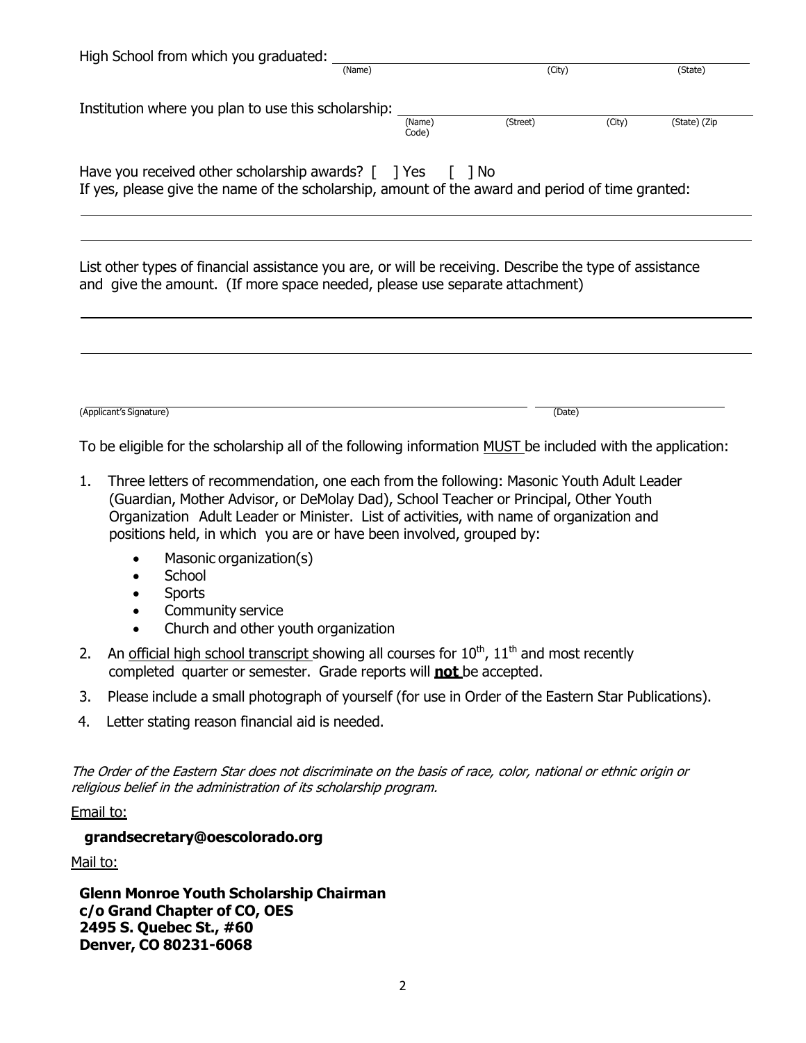High School from which you graduated: ____________________
(Name) (City) (State)

Institution where you plan to use this scholarship: ____________________
(Name) (Street) (City) (State) (Zip Code)

Have you received other scholarship awards? [ ] Yes [ ] No
If yes, please give the name of the scholarship, amount of the award and period of time granted:

____________________

____________________

List other types of financial assistance you are, or will be receiving. Describe the type of assistance and give the amount. (If more space needed, please use separate attachment)

____________________

____________________

____________________ ____________________
(Applicant's Signature) (Date)

To be eligible for the scholarship all of the following information MUST be included with the application:

1. Three letters of recommendation, one each from the following: Masonic Youth Adult Leader (Guardian, Mother Advisor, or DeMolay Dad), School Teacher or Principal, Other Youth Organization Adult Leader or Minister. List of activities, with name of organization and positions held, in which you are or have been involved, grouped by:
   - Masonic organization(s)
   - School
   - Sports
   - Community service
   - Church and other youth organization
2. An official high school transcript showing all courses for 10th, 11th and most recently completed quarter or semester. Grade reports will **not** be accepted.
3. Please include a small photograph of yourself (for use in Order of the Eastern Star Publications).
4. Letter stating reason financial aid is needed.

*The Order of the Eastern Star does not discriminate on the basis of race, color, national or ethnic origin or religious belief in the administration of its scholarship program.*

Email to:

**grandsecretary@oescolorado.org**

Mail to:

**Glenn Monroe Youth Scholarship Chairman**
**c/o Grand Chapter of CO, OES**
**2495 S. Quebec St., #60**
**Denver, CO 80231-6068**